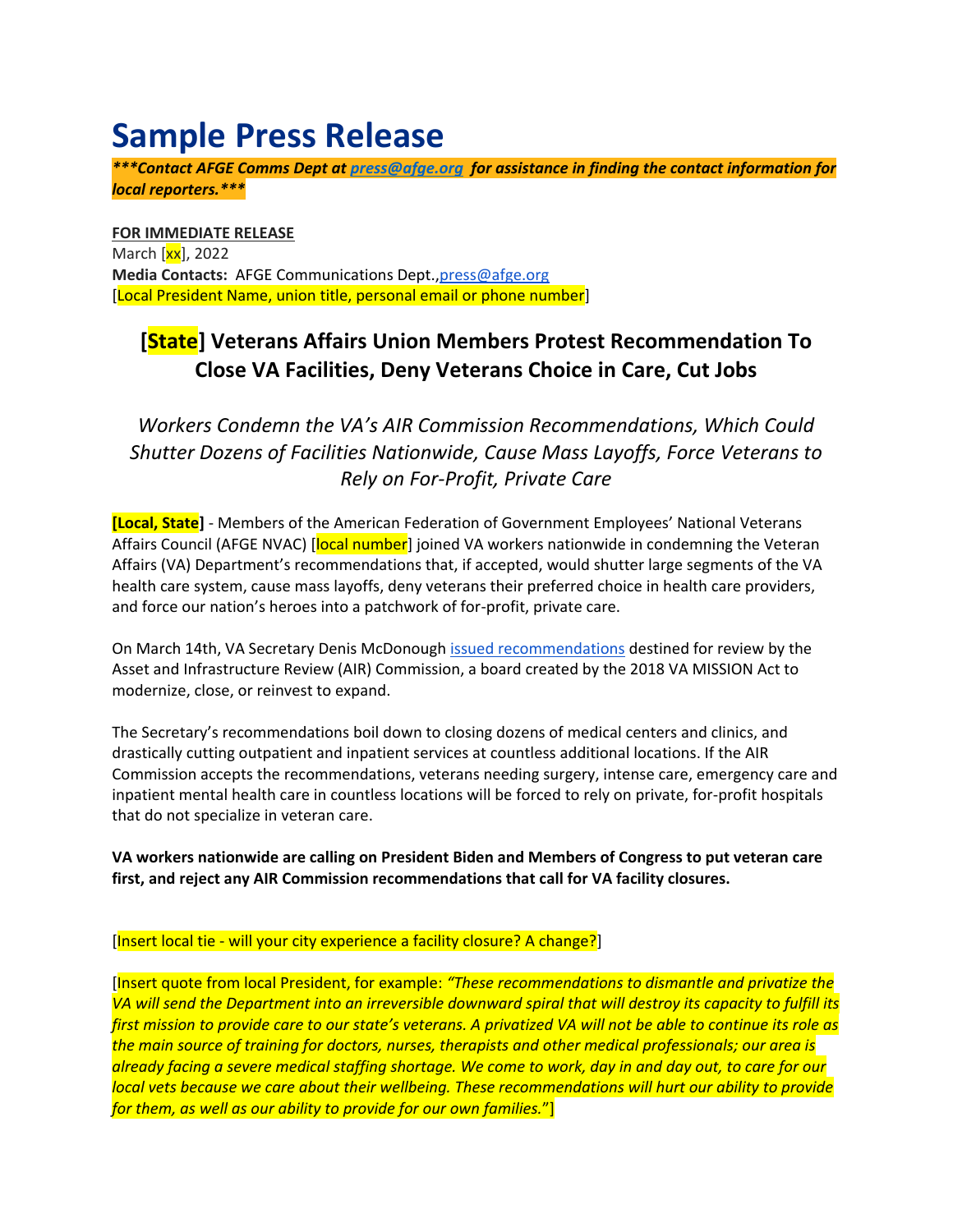# Sample Press Release

***\*\*\*Contact AFGE Comms Dept at press@afge.org for assistance in finding the contact information for local reporters.\*\*\****

**FOR IMMEDIATE RELEASE**
March [xx], 2022
**Media Contacts:** AFGE Communications Dept.,press@afge.org
[Local President Name, union title, personal email or phone number]

## [State] Veterans Affairs Union Members Protest Recommendation To Close VA Facilities, Deny Veterans Choice in Care, Cut Jobs

*Workers Condemn the VA's AIR Commission Recommendations, Which Could Shutter Dozens of Facilities Nationwide, Cause Mass Layoffs, Force Veterans to Rely on For-Profit, Private Care*

**[Local, State]** - Members of the American Federation of Government Employees' National Veterans Affairs Council (AFGE NVAC) [local number] joined VA workers nationwide in condemning the Veteran Affairs (VA) Department's recommendations that, if accepted, would shutter large segments of the VA health care system, cause mass layoffs, deny veterans their preferred choice in health care providers, and force our nation's heroes into a patchwork of for-profit, private care.

On March 14th, VA Secretary Denis McDonough issued recommendations destined for review by the Asset and Infrastructure Review (AIR) Commission, a board created by the 2018 VA MISSION Act to modernize, close, or reinvest to expand.

The Secretary's recommendations boil down to closing dozens of medical centers and clinics, and drastically cutting outpatient and inpatient services at countless additional locations. If the AIR Commission accepts the recommendations, veterans needing surgery, intense care, emergency care and inpatient mental health care in countless locations will be forced to rely on private, for-profit hospitals that do not specialize in veteran care.

**VA workers nationwide are calling on President Biden and Members of Congress to put veteran care first, and reject any AIR Commission recommendations that call for VA facility closures.**

[Insert local tie - will your city experience a facility closure? A change?]

[Insert quote from local President, for example: *"These recommendations to dismantle and privatize the VA will send the Department into an irreversible downward spiral that will destroy its capacity to fulfill its first mission to provide care to our state's veterans. A privatized VA will not be able to continue its role as the main source of training for doctors, nurses, therapists and other medical professionals; our area is already facing a severe medical staffing shortage. We come to work, day in and day out, to care for our local vets because we care about their wellbeing. These recommendations will hurt our ability to provide for them, as well as our ability to provide for our own families."*]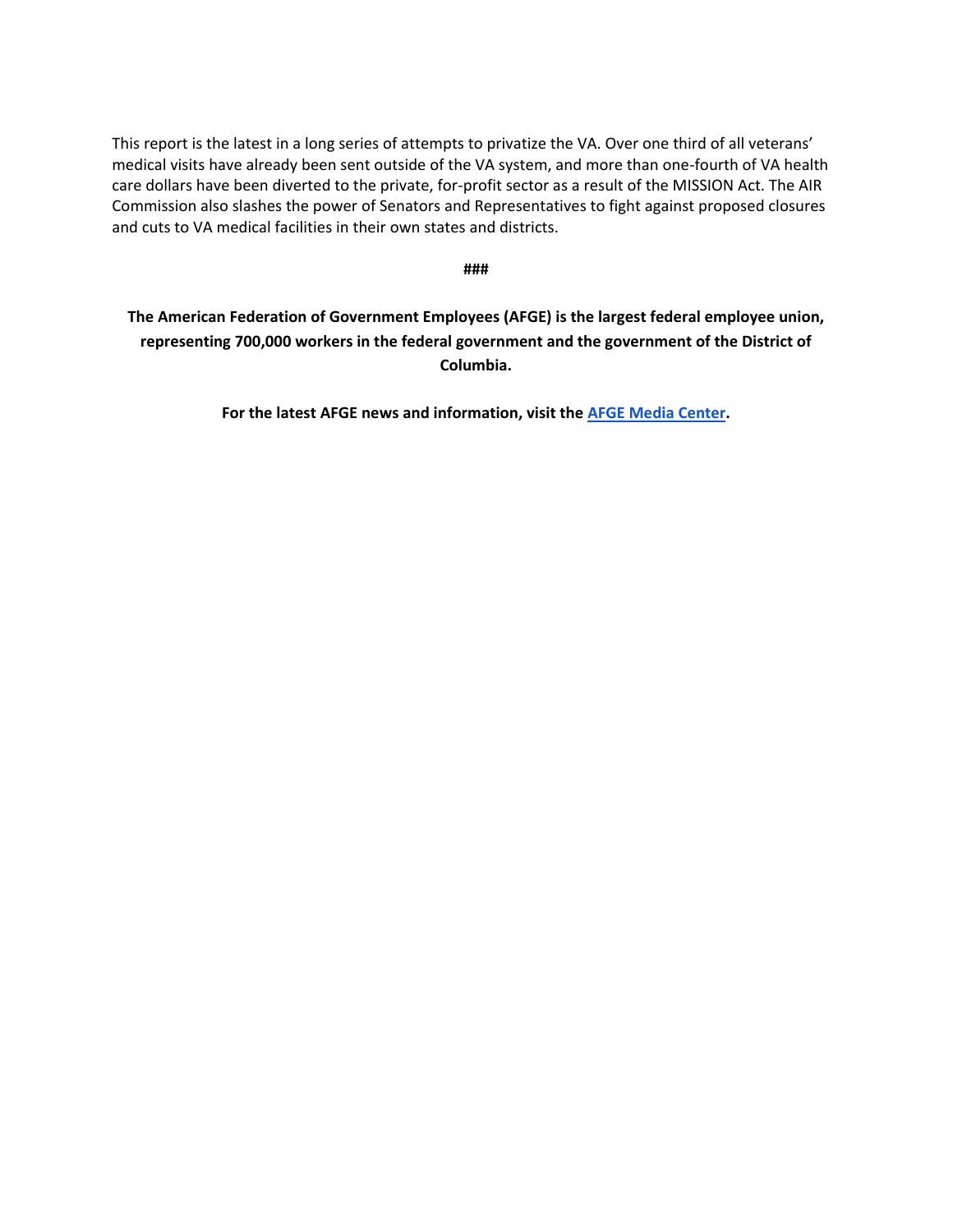This report is the latest in a long series of attempts to privatize the VA. Over one third of all veterans' medical visits have already been sent outside of the VA system, and more than one-fourth of VA health care dollars have been diverted to the private, for-profit sector as a result of the MISSION Act. The AIR Commission also slashes the power of Senators and Representatives to fight against proposed closures and cuts to VA medical facilities in their own states and districts.

###

**The American Federation of Government Employees (AFGE) is the largest federal employee union, representing 700,000 workers in the federal government and the government of the District of Columbia.**

**For the latest AFGE news and information, visit the AFGE Media Center.**